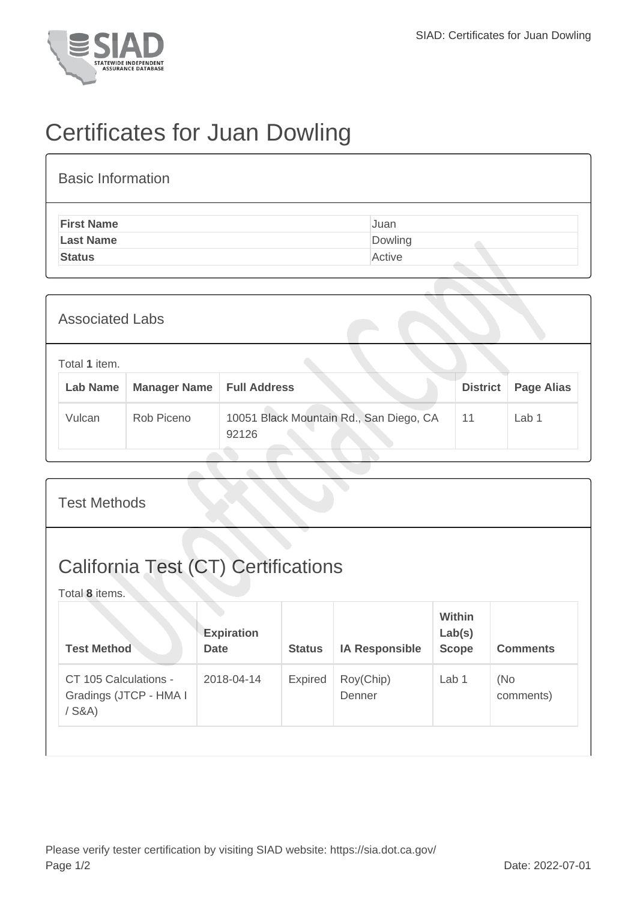# Certificates for Juan Dowling

## Basic Information

| | |
|---|---|
| **First Name** | Juan |
| **Last Name** | Dowling |
| **Status** | Active |

## Associated Labs

Total **1** item.

| Lab Name | Manager Name | Full Address | District | Page Alias |
|---|---|---|---|---|
| Vulcan | Rob Piceno | 10051 Black Mountain Rd., San Diego, CA 92126 | 11 | Lab 1 |

## Test Methods

### California Test (CT) Certifications

Total **8** items.

| Test Method | Expiration Date | Status | IA Responsible | Within Lab(s) Scope | Comments |
|---|---|---|---|---|---|
| CT 105 Calculations - Gradings (JTCP - HMA I / S&A) | 2018-04-14 | Expired | Roy(Chip) Denner | Lab 1 | (No comments) |

Please verify tester certification by visiting SIAD website: https://sia.dot.ca.gov/

Date: 2022-07-01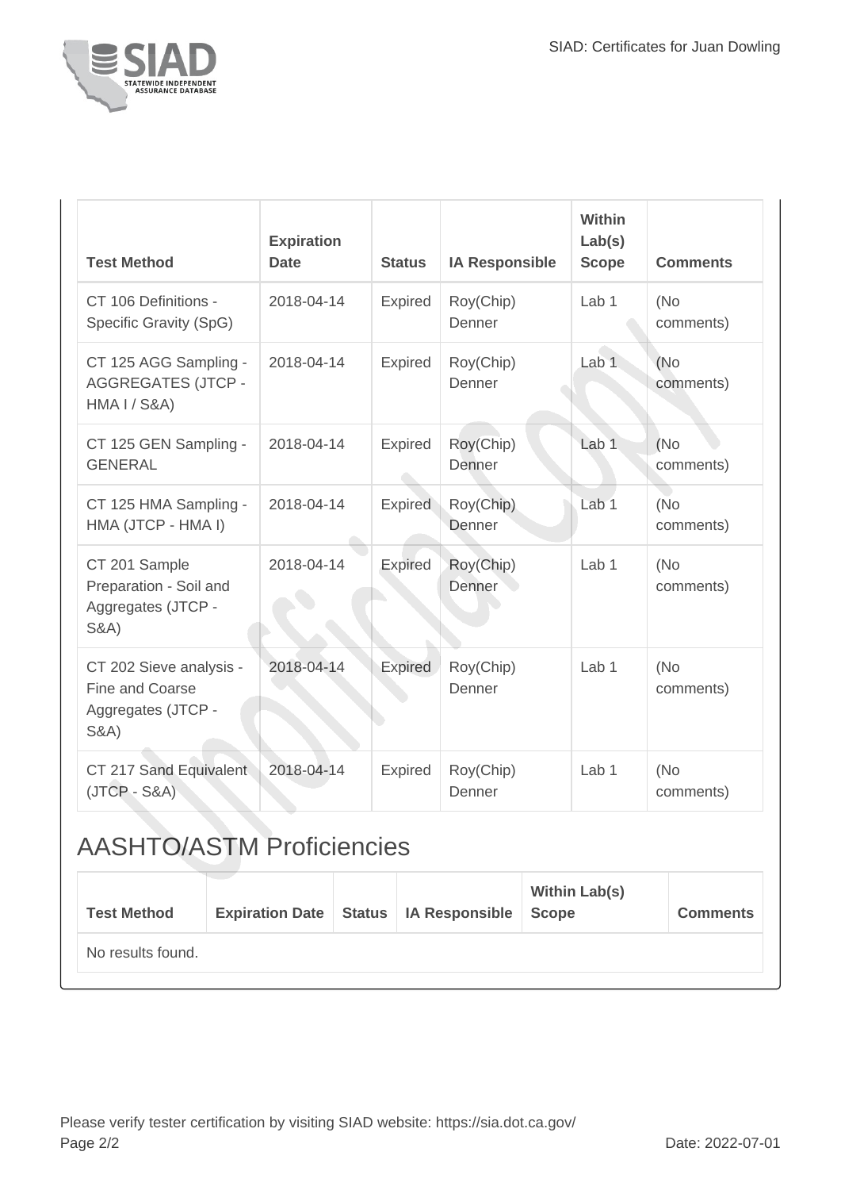| Test Method | Expiration Date | Status | IA Responsible | Within Lab(s) Scope | Comments |
| --- | --- | --- | --- | --- | --- |
| CT 106 Definitions - Specific Gravity (SpG) | 2018-04-14 | Expired | Roy(Chip) Denner | Lab 1 | (No comments) |
| CT 125 AGG Sampling - AGGREGATES (JTCP - HMA I / S&A) | 2018-04-14 | Expired | Roy(Chip) Denner | Lab 1 | (No comments) |
| CT 125 GEN Sampling - GENERAL | 2018-04-14 | Expired | Roy(Chip) Denner | Lab 1 | (No comments) |
| CT 125 HMA Sampling - HMA (JTCP - HMA I) | 2018-04-14 | Expired | Roy(Chip) Denner | Lab 1 | (No comments) |
| CT 201 Sample Preparation - Soil and Aggregates (JTCP - S&A) | 2018-04-14 | Expired | Roy(Chip) Denner | Lab 1 | (No comments) |
| CT 202 Sieve analysis - Fine and Coarse Aggregates (JTCP - S&A) | 2018-04-14 | Expired | Roy(Chip) Denner | Lab 1 | (No comments) |
| CT 217 Sand Equivalent (JTCP - S&A) | 2018-04-14 | Expired | Roy(Chip) Denner | Lab 1 | (No comments) |

## AASHTO/ASTM Proficiencies

| Test Method | Expiration Date | Status | IA Responsible | Within Lab(s) Scope | Comments |
| --- | --- | --- | --- | --- | --- |
| No results found. | | | | | |

Please verify tester certification by visiting SIAD website: https://sia.dot.ca.gov/

Date: 2022-07-01